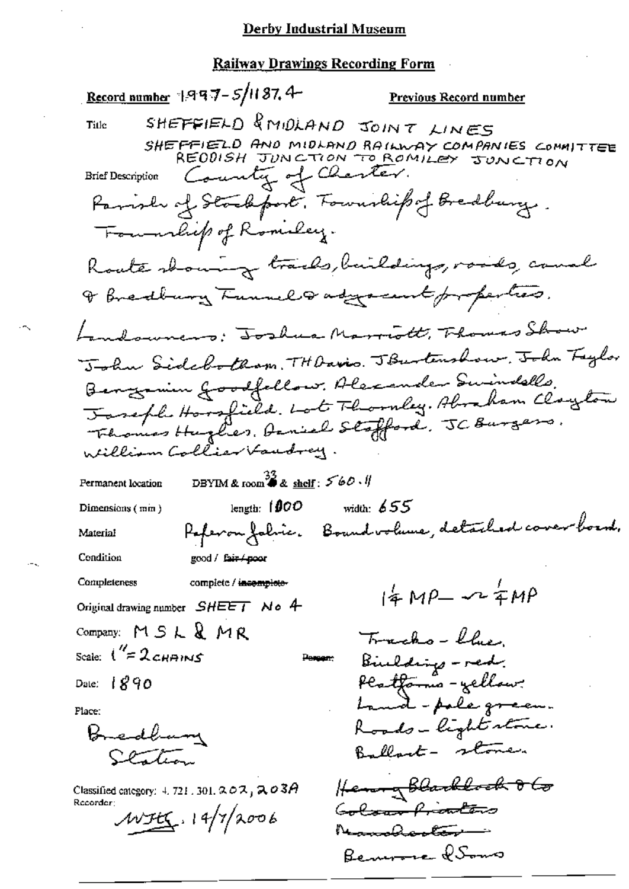**Derby Industrial Museum**

**Railway Drawings Recording Form**

**Record number** 1997-5/1187.4 **Previous Record number**

Title SHEFFIELD & MIDLAND JOINT LINES
SHEFFIELD AND MIDLAND RAILWAY COMPANIES COMMITTEE
REDDISH JUNCTION TO ROMILEY JUNCTION

Brief Description County of Chester.
Parish of Stockport. Township of Bredbury.
Township of Romiley.
Route showing tracks, buildings, roads, canal & Bredbury Tunnel & adjacent properties.
Landowners: Joshua Marriott. Thomas Shaw. John Sidebotham. TH Davis. J Burtenshaw. John Taylor. Benjamin Goodfellow. Alexander Swindells. Joseph Horsfield. Lot Thornley. Abraham Clayton. Thomas Hughes. Daniel Stafford. JC Burgess. William Collier Vaudrey.

Permanent location DBYIM & room 33 & shelf: 560.11

Dimensions (mm) length: 1000 width: 655

Material Paper on fabric. Bound volume, detached cover board.

Condition good / ~~fair / poor~~

Completeness complete / ~~incomplete~~

Original drawing number SHEET No 4

$1\frac{1}{4}$ MP — $2\frac{1}{4}$ MP

Company: MSL & MR

Scale: 1" = 2 CHAINS

Date: 1890

Place: Bredbury Station

Tracks - blue.
Buildings - red.
Platforms - yellow.
Land - pale green.
Roads - light stone.
Ballast - stone.

~~Henry Blacklock & Co~~
~~Colour Printers~~
~~Manchester~~
Bemrose & Sons

Classified category: 4. 721. 301. 202, 203A

Recorder: WJHG. 14/7/2006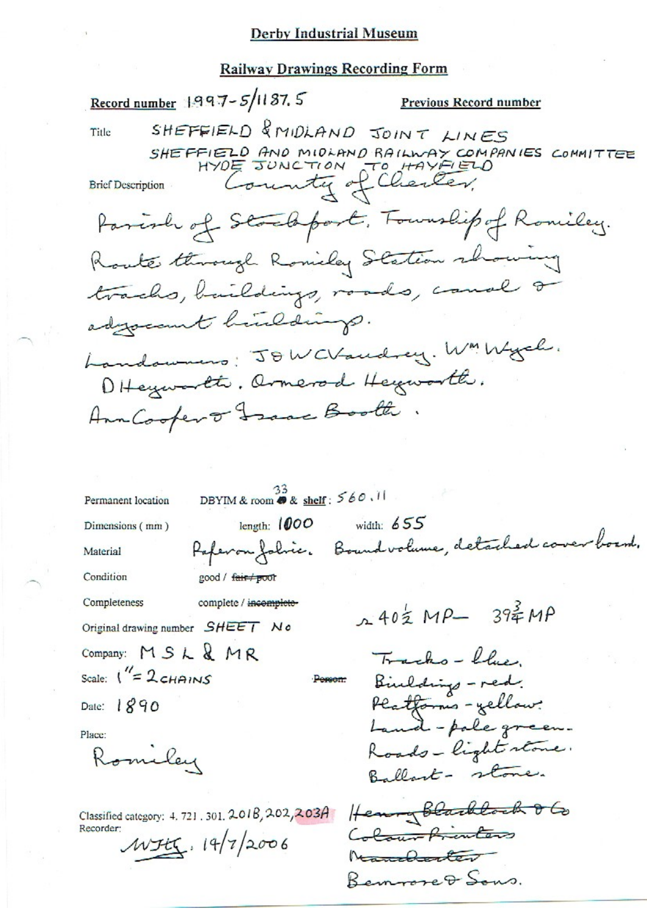**Derby Industrial Museum**

**Railway Drawings Recording Form**

**Record number** 1997-5/1187.5 **Previous Record number**

Title SHEFFIELD & MIDLAND JOINT LINES
SHEFFIELD AND MIDLAND RAILWAY COMPANIES COMMITTEE
HYDE JUNCTION TO HAYFIELD

Brief Description County of Chester,
Parish of Stockport, Township of Romiley.
Route through Romiley Station showing tracks, buildings, roads, canal & adjacent buildings.
Landowners: J & W C Vaudrey. Wm Wyld.
D Heyworth. Ormerod Heyworth.
Ann Cooper & Isaac Booth.

Permanent location DBYIM & room 33 & shelf: 560.11

Dimensions (mm) length: 1000 width: 655

Material Paper on fabric. Bound volume, detached cover board.

Condition good / ~~fair / poor~~

Completeness complete / ~~incomplete~~

Original drawing number SHEET No

Company: MS L & MR

Scale: 1" = 2 CHAINS

Date: 1890

Place:
Romiley

~~Person:~~

c 40½ MP – 39¾ MP

Tracks - blue.
Buildings - red.
Platforms - yellow.
Land - pale green.
Roads - light stone.
Ballast - stone.

Classified category: 4. 721. 301. 201B, 202, 203A

Recorder:
WJHG. 19/7/2006

~~Henry Blacklock & Co~~
~~Colour Printers~~
~~Manchester~~
Bemrose & Sons.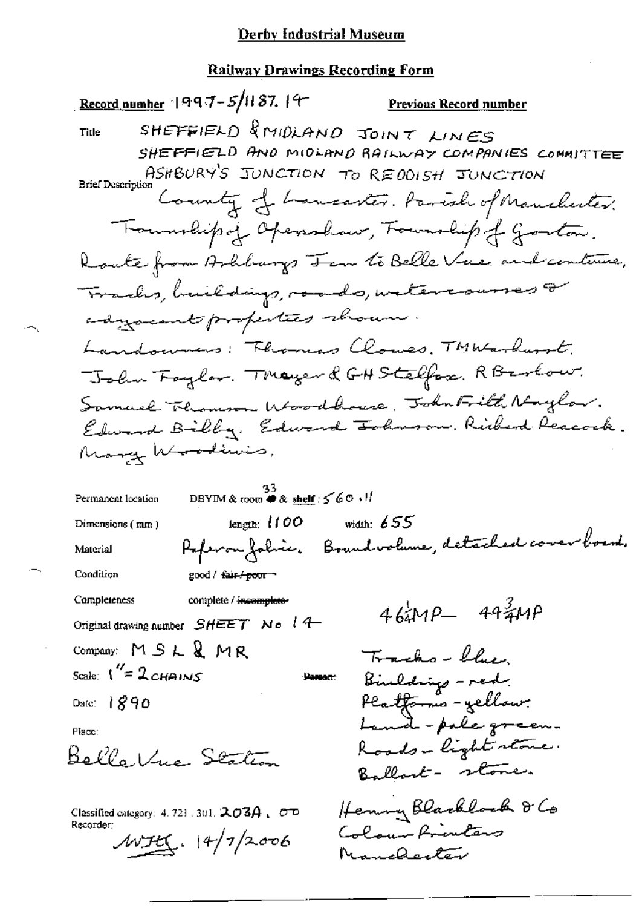# Derby Industrial Museum

## Railway Drawings Recording Form

**Record number** 1997-5/1187.14 **Previous Record number**

**Title** SHEFFIELD & MIDLAND JOINT LINES
SHEFFIELD AND MIDLAND RAILWAY COMPANIES COMMITTEE
ASHBURY'S JUNCTION TO REDDISH JUNCTION

**Brief Description** County of Lancaster. Parish of Manchester. Township of Openshaw, Township of Gorton. Route from Ashburys Jcn to Belle Vue and continue, Tracks, buildings, roads, watercourses & adjacent properties shown.
Landowners: Thomas Clowes. TMWarburst. John Taylor. TMayer & GH Stelfox. R Barlow. Samuel Thomson Woodhouse. John Frith Naylor. Edward Bibby. Edward Johnson. Richard Peacock. Mary Woodiwis.

**Permanent location** DBYIM & room 33 & shelf: 560.11

**Dimensions (mm)** length: 1100 width: 655

**Material** Paper on fabric. Bound volume, detached cover board.

**Condition** good / ~~fair / poor~~

**Completeness** complete / ~~incomplete~~

**Original drawing number** SHEET No 14

46¼MP – 49¾MP

**Company:** MSL & MR

**Scale:** 1" = 2 CHAINS

**Date:** 1890

**Place:**
Belle Vue Station

Tracks - blue.
Buildings - red.
Platforms - yellow.
Land - pale green.
Roads - light stone.
Ballast - stone.

**Classified category:** 4.721.301.203A.OD

**Recorder:** WJHG. 14/7/2006

Henry Blacklock & Co
Colour Printers
Manchester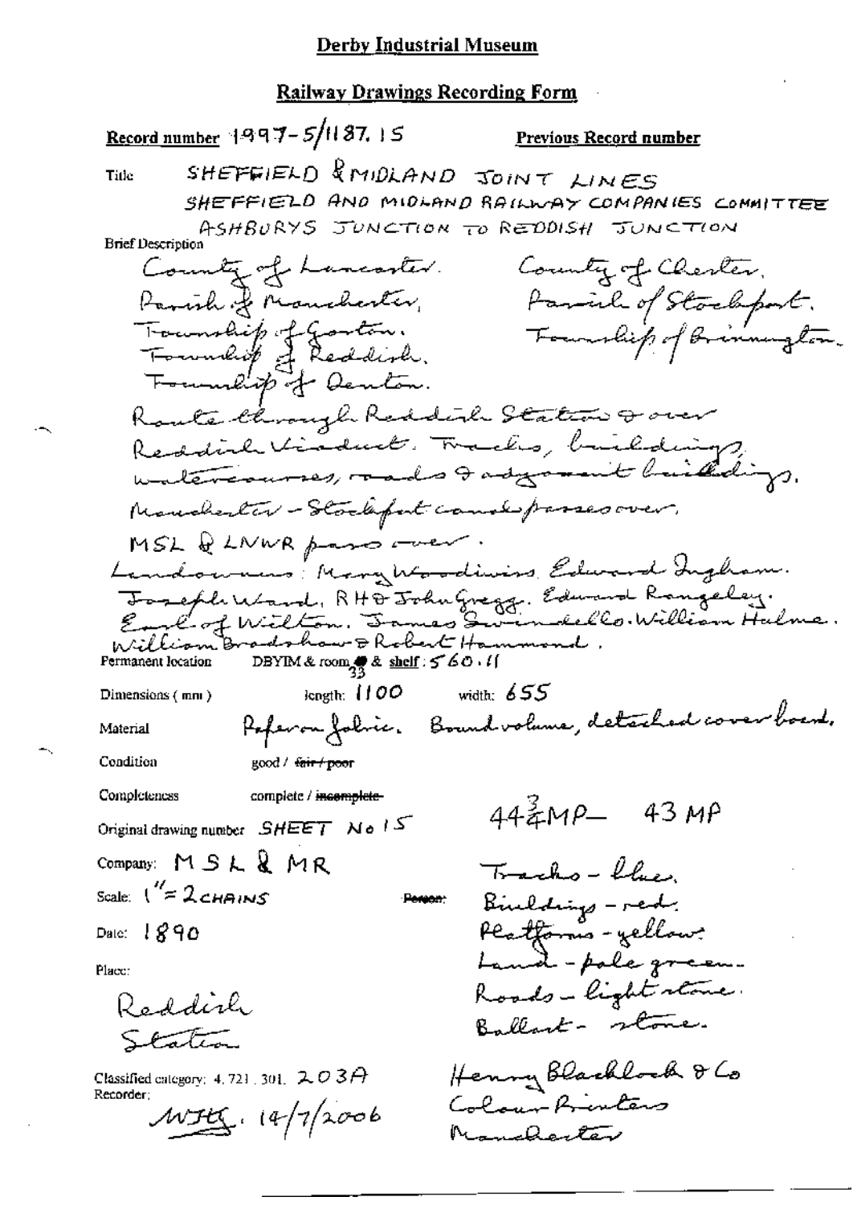# Derby Industrial Museum

## Railway Drawings Recording Form

**Record number** 1997-5/1187.15

**Previous Record number**

**Title** SHEFFIELD & MIDLAND JOINT LINES
SHEFFIELD AND MIDLAND RAILWAY COMPANIES COMMITTEE
ASHBURYS JUNCTION TO REDDISH JUNCTION

**Brief Description**

County of Lancaster. County of Chester.
Parish of Manchester, Parish of Stockport.
Township of Gorton. Township of Brinnington.
Township of Reddish.
Township of Denton.

Route through Reddish Station & over Reddish Viaduct. Tracks, buildings, watercourses, roads & adjacent buildings.

Manchester - Stockport canal passes over.

MSL & LNWR pass over.

Landowners: Mary Woodiwiss. Edward Ingham.
Joseph Ward, RH & John Gregg. Edward Rangeley.
Earl of Wilton. James Swindells Co. William Hulme.
William Bradshaw & Robert Hammond.

**Permanent location** DBYIM & room 33 & shelf: 560.11

**Dimensions (mm)** length: 1100 width: 655

**Material** Paper on fabric. Bound volume, detached cover board.

**Condition** good / ~~fair / poor~~

**Completeness** complete / ~~incomplete~~

**Original drawing number** SHEET No 15

44¾MP – 43 MP

**Company:** MSL & MR

**Scale:** 1" = 2 CHAINS

**Person:**

**Date:** 1890

**Place:**

Reddish Station

Tracks – blue.
Buildings – red.
Platforms – yellow.
Land – pale green.
Roads – light stone.
Ballast – stone.

**Classified category:** 4.721.301. 203A

**Recorder:** WJH. 14/7/2006

Henry Blacklock & Co
Colour Printers
Manchester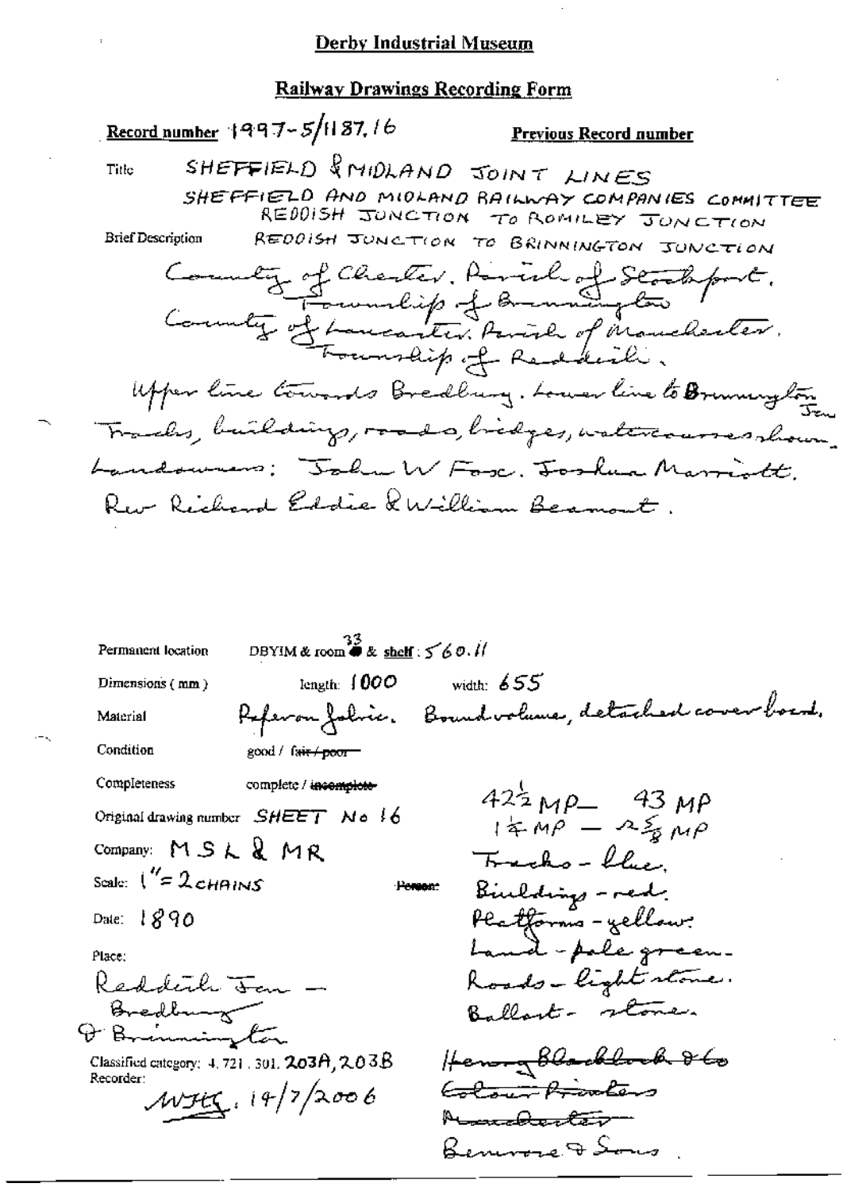**Derby Industrial Museum**

**Railway Drawings Recording Form**

**Record number** 1997-5/1187.16 **Previous Record number**

Title: SHEFFIELD & MIDLAND JOINT LINES
SHEFFIELD AND MIDLAND RAILWAY COMPANIES COMMITTEE
REDDISH JUNCTION TO ROMILEY JUNCTION

Brief Description: REDDISH JUNCTION TO BRINNINGTON JUNCTION
County of Chester. Parish of Stockport. Township of Brinnington
County of Lancaster. Parish of Manchester. Township of Reddish.
Upper line towards Bredbury. Lower line to Brinnington Jcn
Tracks, buildings, roads, bridges, watercourses shown.
Landowners: John W Fox. Joshua Marriott. Rev Richard Eddie & William Beamont.

Permanent location: DBYIM & room 33 & shelf: 560.11

Dimensions (mm): length: 1000 width: 655

Material: Paper on fabric. Bound volume, detached cover board.

Condition: good / ~~fair / poor~~

Completeness: complete / ~~incomplete~~

Original drawing number: SHEET No 16

Company: MSL & MR

Scale: 1" = 2 CHAINS

Date: 1890

Place: Reddish Jcn — Bredbury & Brinnington

Classified category: 4.721.301. 203A, 203B

Recorder: WJHG. 14/7/2006

42½ MP — 43 MP
1¾ MP — 2⅝ MP
Tracks - blue.
Buildings - red.
Platforms - yellow.
Land - pale green.
Roads - light stone.
Ballast - stone.

~~Henry Blacklock & Co Colour Printers Manchester~~
Bemrose & Sons.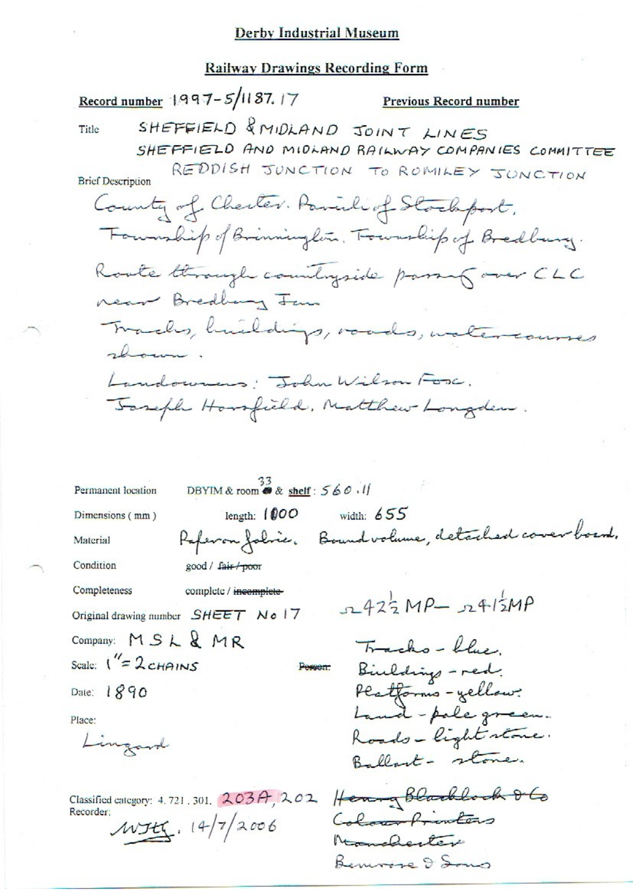**Derby Industrial Museum**

**Railway Drawings Recording Form**

**Record number** 1997-5/1187.17 **Previous Record number**

Title SHEFFIELD & MIDLAND JOINT LINES
SHEFFIELD AND MIDLAND RAILWAY COMPANIES COMMITTEE
REDDISH JUNCTION TO ROMILEY JUNCTION

Brief Description

County of Chester. Parish of Stockport.
Township of Brinnington. Township of Bredbury.
Route through countryside passing over CLC
near Bredbury Inn
Tracks, buildings, roads, watercourses
shown.
Landowners: John Wilson Fosc.
Joseph Horsfield. Matthew Longden.

Permanent location DBYIM & room 33 & shelf: 560.11

Dimensions (mm) length: 1000 width: 655

Material Paper on fabric. Bound volume, detached cover board.

Condition good / ~~fair / poor~~

Completeness complete / ~~incomplete~~

Original drawing number SHEET No 17 ⌒42½ MP – ⌒41½ MP

Company: MSL & MR

Scale: 1" = 2 CHAINS ~~Person:~~

Date: 1890

Place:
Lingard

Tracks - blue.
Buildings - red.
Platforms - yellow.
Land - pale green.
Roads - light stone.
Ballast - stone.

Classified category: 4.721, 301, 203A, 202

Recorder: WJHG. 14/7/2006

~~Henry Blacklock & Co~~
~~Colour Printers~~
~~Manchester~~
Bemrose & Sons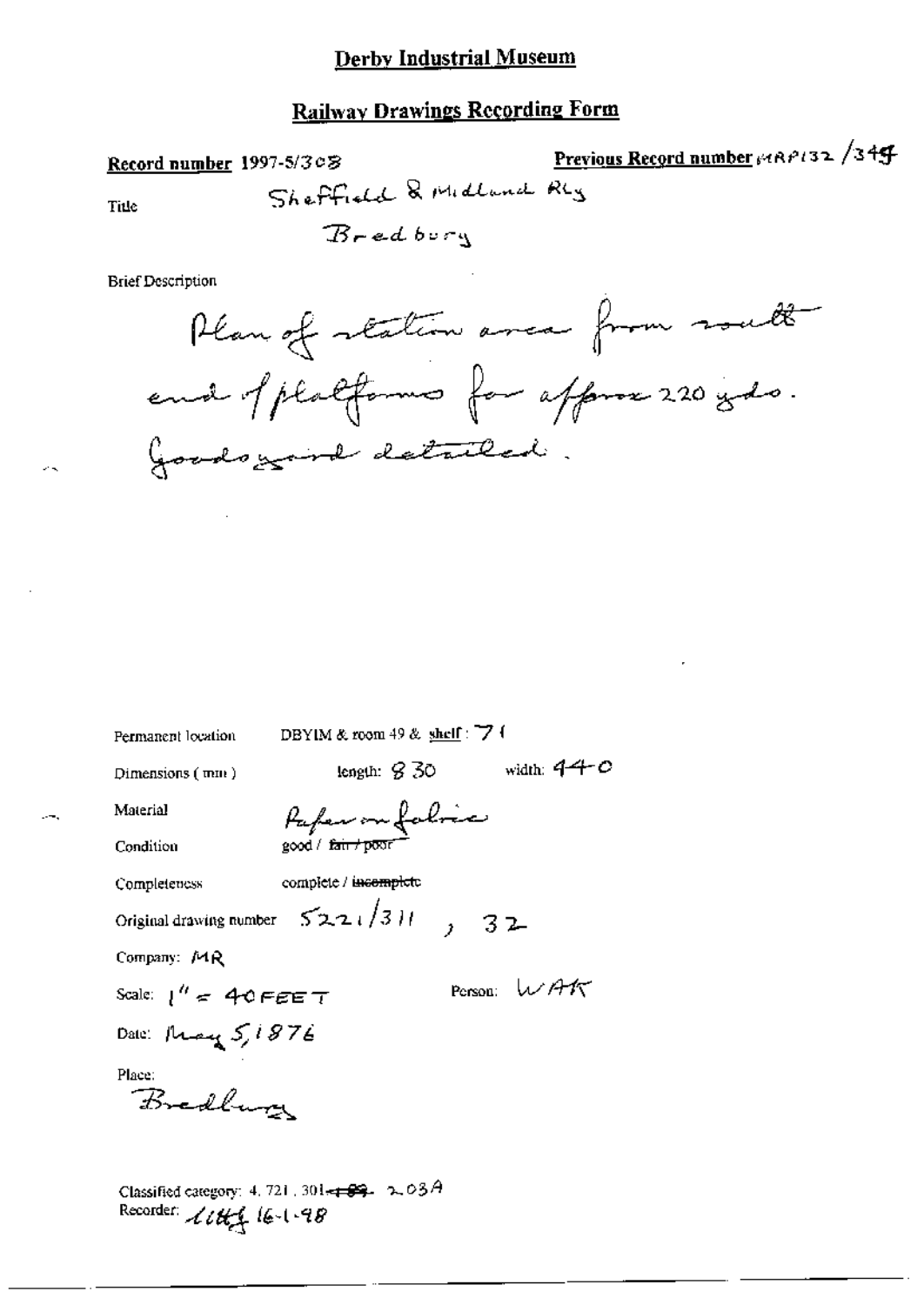**Derby Industrial Museum**

**Railway Drawings Recording Form**

**Record number** 1997-5/308

**Previous Record number** MRP132 /349

Title

Sheffield & Midland Rly

Bredbury

Brief Description

Plan of station area from south end of platforms for approx 220 yds. Goods yard detailed.

Permanent location DBYIM & room 49 & shelf : 71

Dimensions (mm) length: 830 width: 440

Material Paper on fabric

Condition good / ~~fair / poor~~

Completeness complete / ~~incomplete~~

Original drawing number 5221/311 , 32

Company: MR

Scale: 1" = 40 FEET Person: WAK

Date: May 5, 1876

Place:

Bredbury

Classified category: 4. 721. 301 ~~.89~~ 203A

Recorder: lttf 16-1-98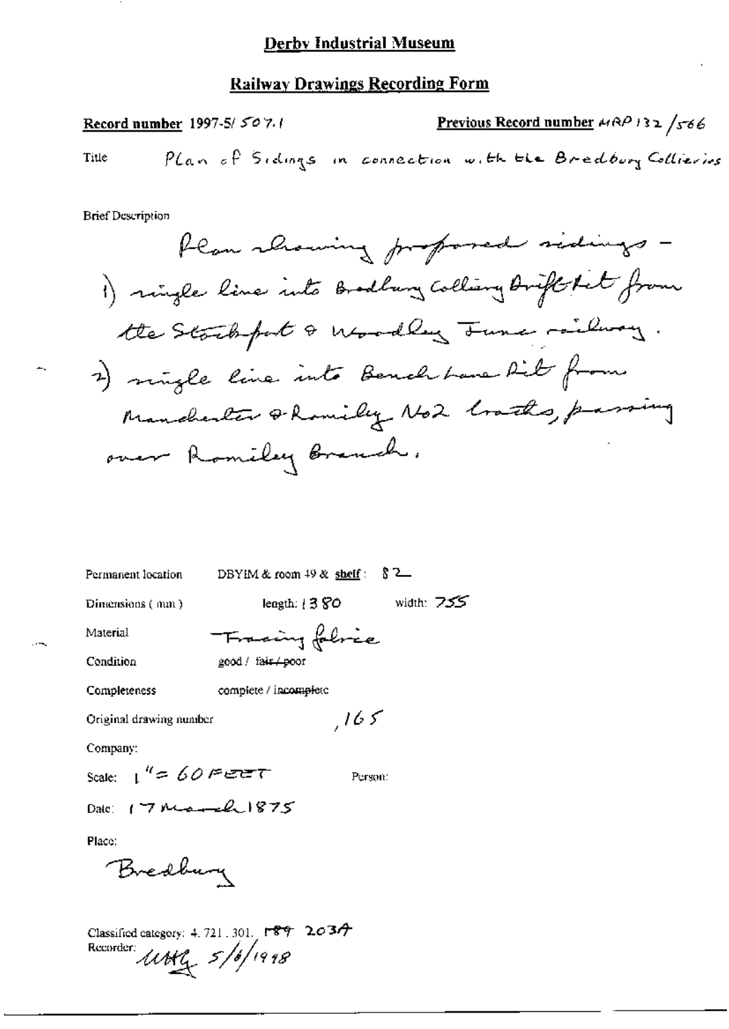# Derby Industrial Museum

## Railway Drawings Recording Form

**Record number** 1997-5/ 507.1

**Previous Record number** MRP 132 /566

Title: Plan of Sidings in connection with the Bredbury Collieries

Brief Description

Plan showing proposed sidings -
1) single line into Bredbury Colliery Drift Pit from the Stockport & Woodley Junc railway.
2) single line into Bench Lane Pit from Manchester & Romiley No2 tracks, passing over Romiley Branch.

Permanent location: DBYIM & room 49 & **shelf**: 82

Dimensions (mm): length: 1380 width: 755

Material: Tracing fabric

Condition: good / ~~fair / poor~~

Completeness: complete / ~~incomplete~~

Original drawing number: ,165

Company:

Scale: 1" = 60 FEET

Person:

Date: 17 March 1875

Place:

Bredbury

Classified category: 4. 721. 301. P89 203A

Recorder: uMG 5/6/1998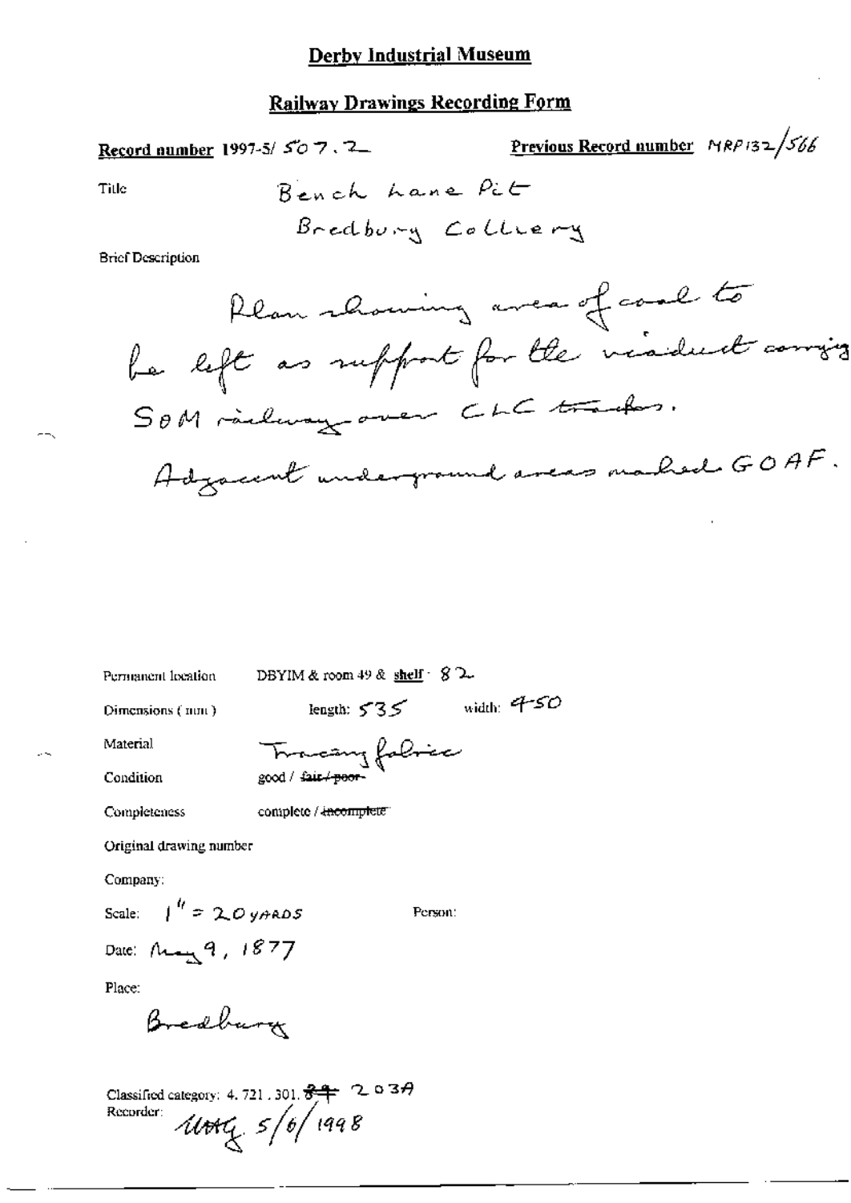# Derby Industrial Museum

## Railway Drawings Recording Form

**Record number** 1997-5/ 507.2

**Previous Record number** MRP132/566

Title

Bench Lane Pit

Bredbury Colliery

Brief Description

Plan showing area of coal to be left as support for the viaduct carrying S&M railway over CLC tracks.

Adjacent underground areas marked GOAF.

Permanent location DBYIM & room 49 & shelf: 82

Dimensions (mm) length: 535 width: 450

Material Tracing fabric

Condition good / ~~fair / poor~~

Completeness complete / ~~incomplete~~

Original drawing number

Company:

Scale: 1" = 20 YARDS

Person:

Date: May 9, 1877

Place:

Bredbury

Classified category: 4. 721. 301. ~~34~~ 203A

Recorder: MAG 5/6/1998